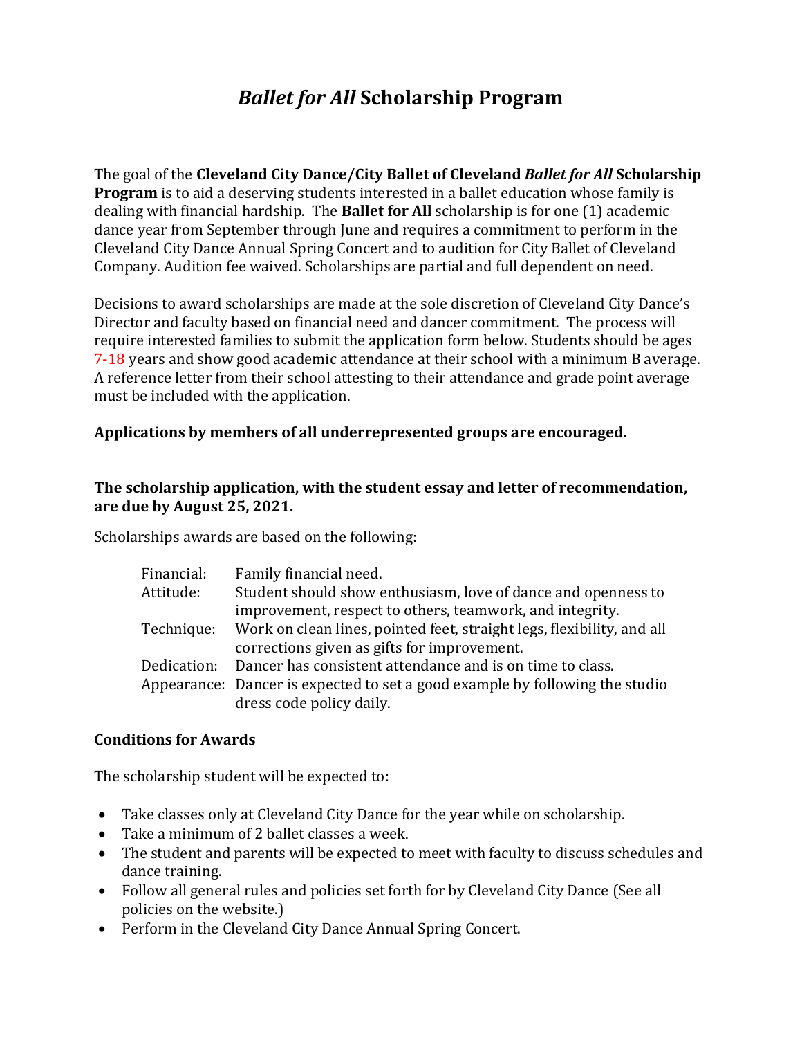# *Ballet for All* Scholarship Program

The goal of the **Cleveland City Dance/City Ballet of Cleveland *Ballet for All* Scholarship Program** is to aid a deserving students interested in a ballet education whose family is dealing with financial hardship. The **Ballet for All** scholarship is for one (1) academic dance year from September through June and requires a commitment to perform in the Cleveland City Dance Annual Spring Concert and to audition for City Ballet of Cleveland Company. Audition fee waived. Scholarships are partial and full dependent on need.

Decisions to award scholarships are made at the sole discretion of Cleveland City Dance's Director and faculty based on financial need and dancer commitment. The process will require interested families to submit the application form below. Students should be ages 7-18 years and show good academic attendance at their school with a minimum B average. A reference letter from their school attesting to their attendance and grade point average must be included with the application.

**Applications by members of all underrepresented groups are encouraged.**

**The scholarship application, with the student essay and letter of recommendation, are due by August 25, 2021.**

Scholarships awards are based on the following:

| | |
|---|---|
| Financial: | Family financial need. |
| Attitude: | Student should show enthusiasm, love of dance and openness to improvement, respect to others, teamwork, and integrity. |
| Technique: | Work on clean lines, pointed feet, straight legs, flexibility, and all corrections given as gifts for improvement. |
| Dedication: | Dancer has consistent attendance and is on time to class. |
| Appearance: | Dancer is expected to set a good example by following the studio dress code policy daily. |

**Conditions for Awards**

The scholarship student will be expected to:

- Take classes only at Cleveland City Dance for the year while on scholarship.
- Take a minimum of 2 ballet classes a week.
- The student and parents will be expected to meet with faculty to discuss schedules and dance training.
- Follow all general rules and policies set forth for by Cleveland City Dance (See all policies on the website.)
- Perform in the Cleveland City Dance Annual Spring Concert.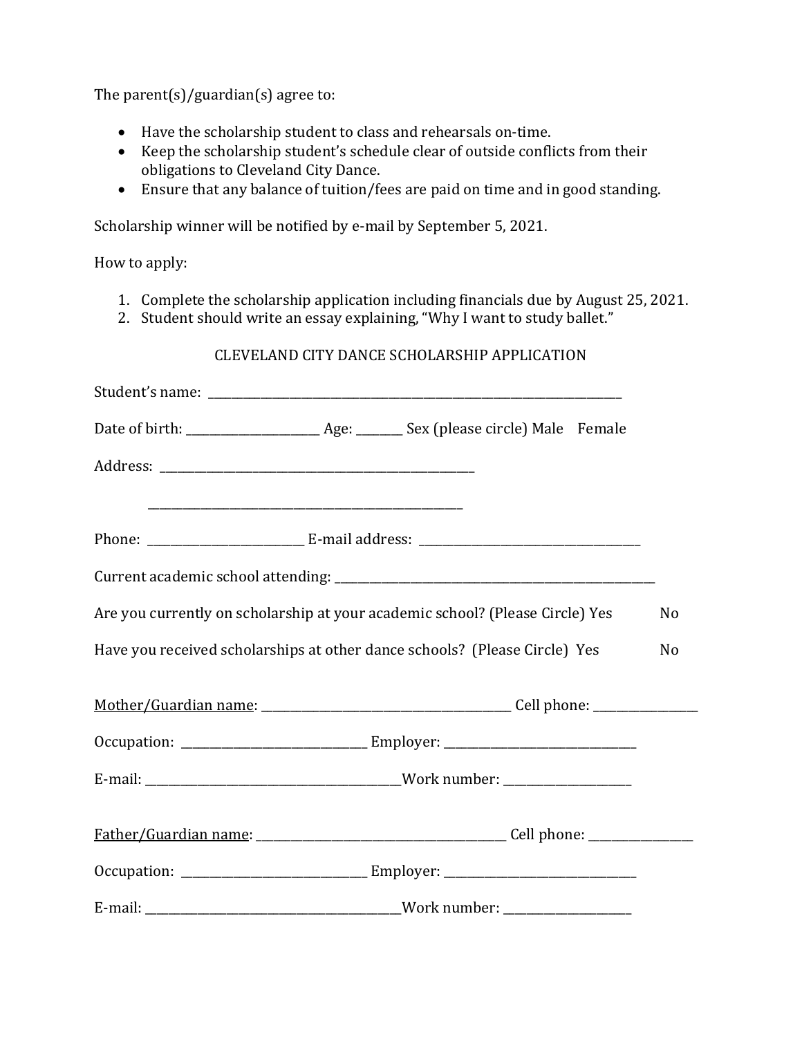The parent(s)/guardian(s) agree to:

- Have the scholarship student to class and rehearsals on-time.
- Keep the scholarship student's schedule clear of outside conflicts from their obligations to Cleveland City Dance.
- Ensure that any balance of tuition/fees are paid on time and in good standing.

Scholarship winner will be notified by e-mail by September 5, 2021.

How to apply:

1. Complete the scholarship application including financials due by August 25, 2021.
2. Student should write an essay explaining, "Why I want to study ballet."

CLEVELAND CITY DANCE SCHOLARSHIP APPLICATION

Student's name: ________________________________________________________________________

Date of birth: _______________________ Age: ________ Sex (please circle) Male Female

Address: ______________________________________________________

______________________________________________________

Phone: ___________________________ E-mail address: ______________________________________

Current academic school attending: _______________________________________________________

Are you currently on scholarship at your academic school? (Please Circle) Yes No

Have you received scholarships at other dance schools? (Please Circle) Yes No

<u>Mother/Guardian name</u>: ___________________________________________ Cell phone: __________________

Occupation: ________________________________ Employer: _________________________________

E-mail: ___________________________________________Work number: ______________________

<u>Father/Guardian name</u>: ___________________________________________ Cell phone: __________________

Occupation: ________________________________ Employer: _________________________________

E-mail: ___________________________________________Work number: ______________________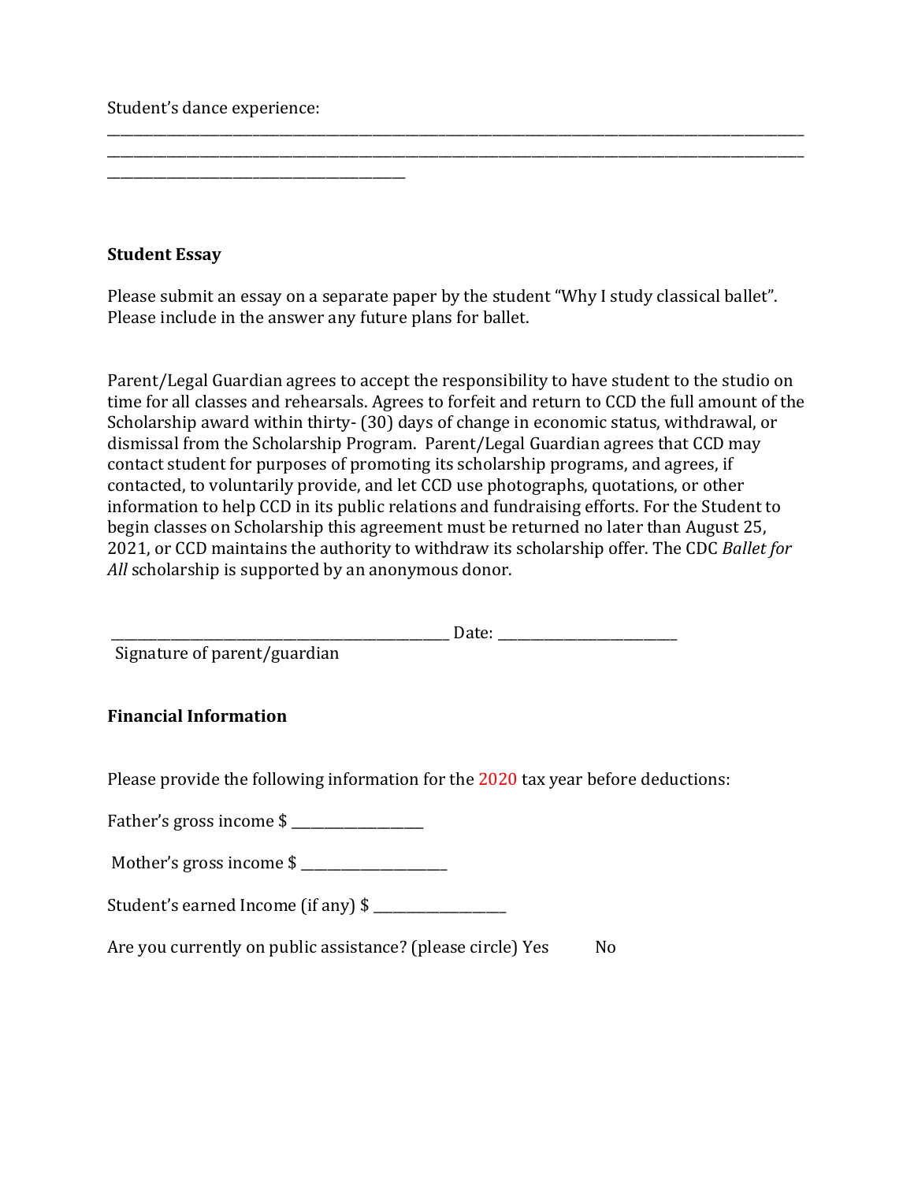Student's dance experience:

______________________________________________________________________________________________
______________________________________________________________________________________________
________________________________________

**Student Essay**

Please submit an essay on a separate paper by the student "Why I study classical ballet". Please include in the answer any future plans for ballet.

Parent/Legal Guardian agrees to accept the responsibility to have student to the studio on time for all classes and rehearsals. Agrees to forfeit and return to CCD the full amount of the Scholarship award within thirty- (30) days of change in economic status, withdrawal, or dismissal from the Scholarship Program. Parent/Legal Guardian agrees that CCD may contact student for purposes of promoting its scholarship programs, and agrees, if contacted, to voluntarily provide, and let CCD use photographs, quotations, or other information to help CCD in its public relations and fundraising efforts. For the Student to begin classes on Scholarship this agreement must be returned no later than August 25, 2021, or CCD maintains the authority to withdraw its scholarship offer. The CDC *Ballet for All* scholarship is supported by an anonymous donor.

_____________________________________________ Date: ________________________
Signature of parent/guardian

**Financial Information**

Please provide the following information for the 2020 tax year before deductions:

Father's gross income $ __________________

Mother's gross income $ ____________________

Student's earned Income (if any) $ __________________

Are you currently on public assistance? (please circle) Yes No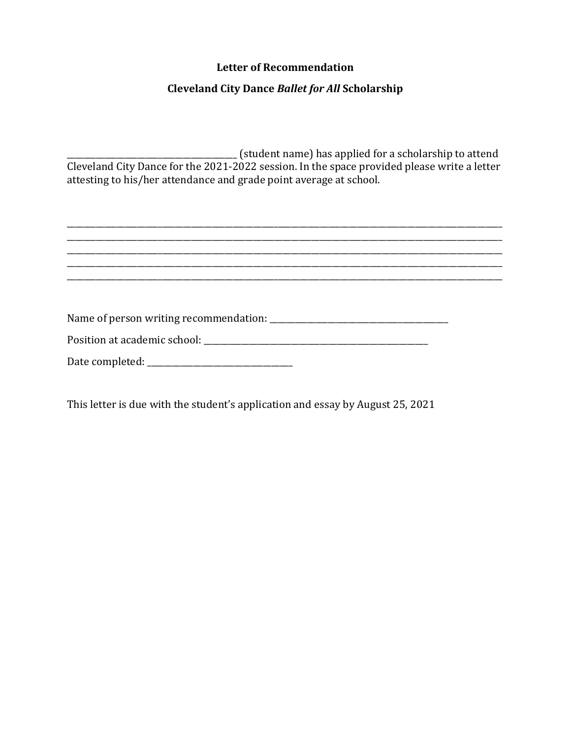**Letter of Recommendation**

**Cleveland City Dance *Ballet for All* Scholarship**

_______________________________________ (student name) has applied for a scholarship to attend Cleveland City Dance for the 2021-2022 session. In the space provided please write a letter attesting to his/her attendance and grade point average at school.

____________________________________________________________________________________________
____________________________________________________________________________________________
____________________________________________________________________________________________
____________________________________________________________________________________________
____________________________________________________________________________________________

Name of person writing recommendation: __________________________________________

Position at academic school: ________________________________________________________

Date completed: __________________________________

This letter is due with the student's application and essay by August 25, 2021